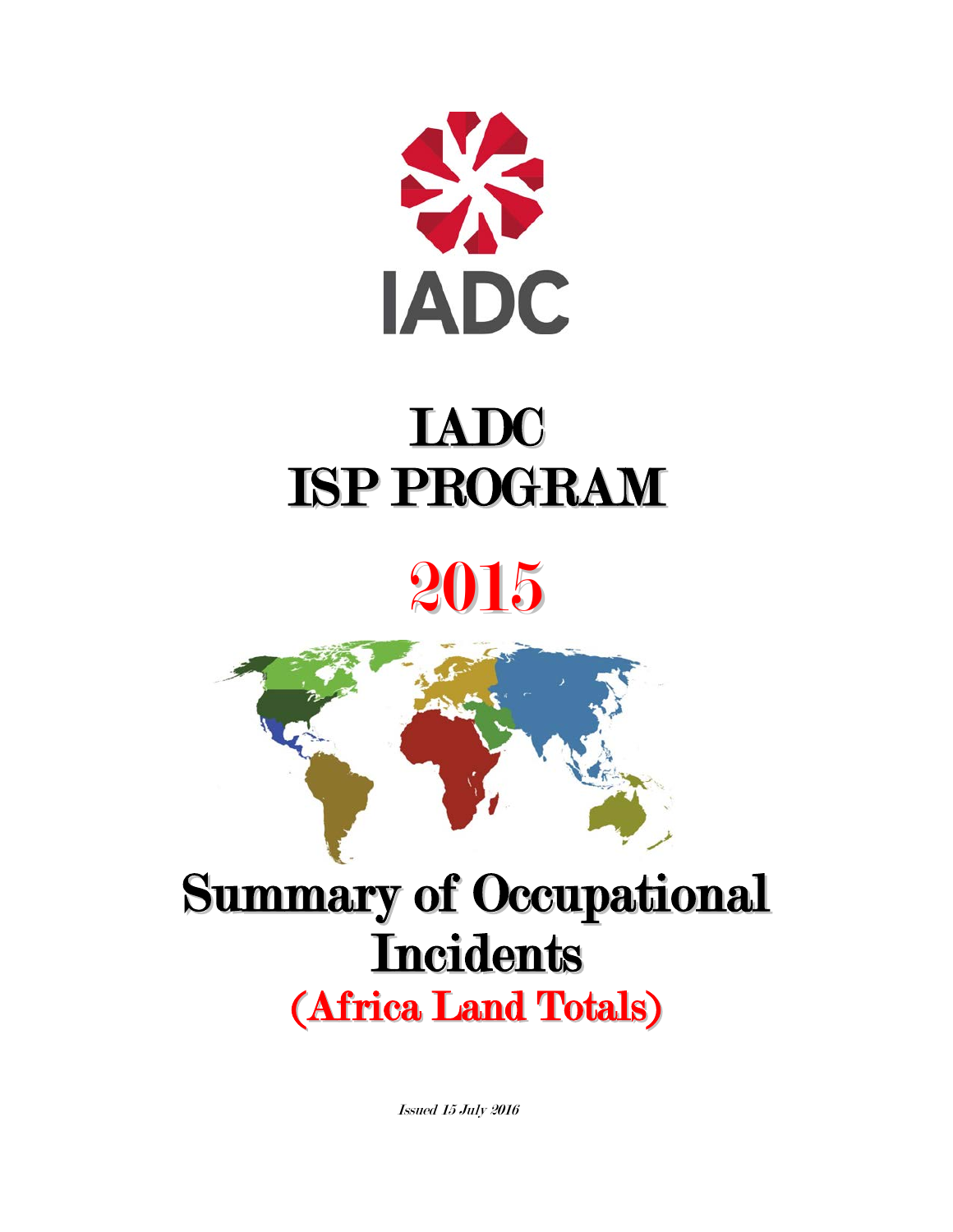IADC

# IADC ISP PROGRAM

# 2015

# Summary of Occupational Incidents

## (Africa Land Totals)

*Issued 15 July 2016*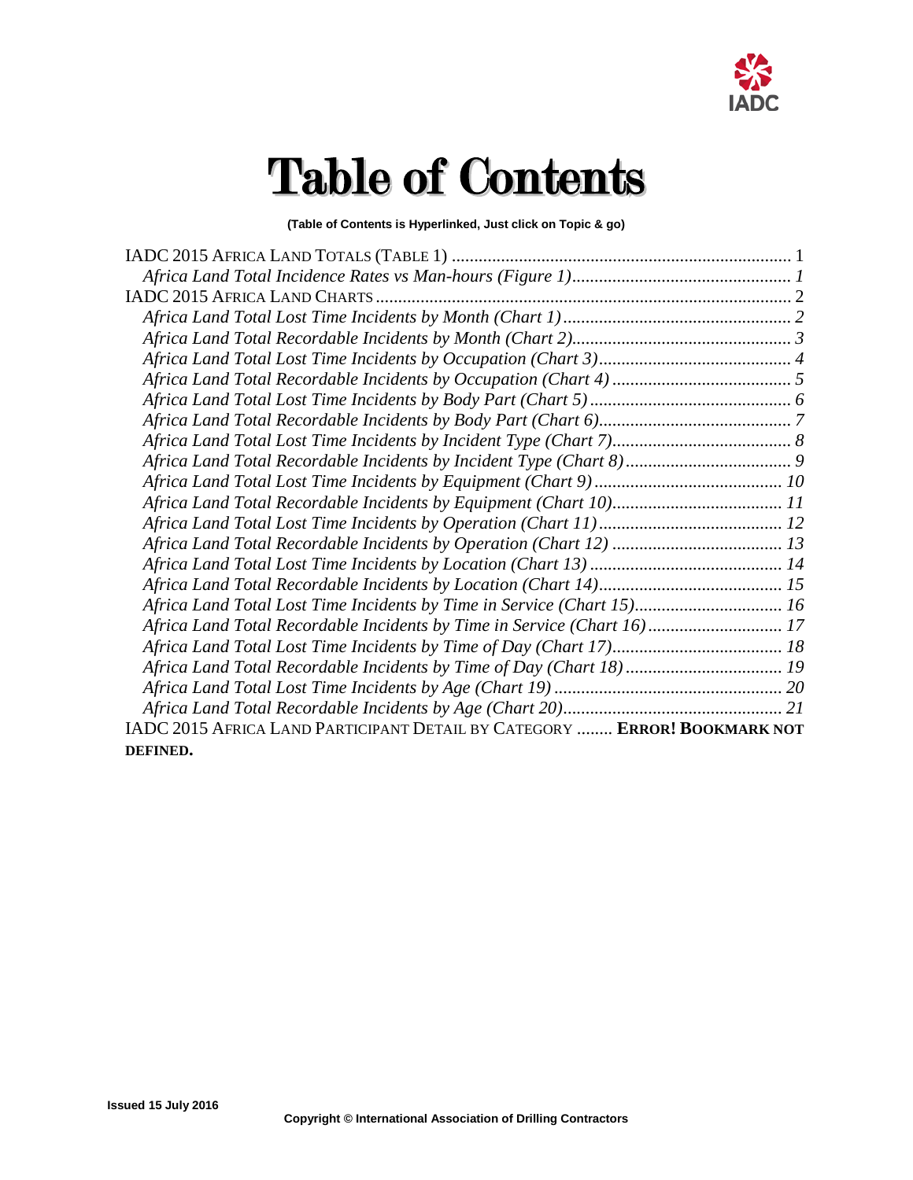# Table of Contents

**(Table of Contents is Hyperlinked, Just click on Topic & go)**

IADC 2015 AFRICA LAND TOTALS (TABLE 1) .......................................................................... 1
*Africa Land Total Incidence Rates vs Man-hours (Figure 1)................................................ 1*
IADC 2015 AFRICA LAND CHARTS ........................................................................................... 2
*Africa Land Total Lost Time Incidents by Month (Chart 1).................................................. 2*
*Africa Land Total Recordable Incidents by Month (Chart 2)................................................ 3*
*Africa Land Total Lost Time Incidents by Occupation (Chart 3)........................................... 4*
*Africa Land Total Recordable Incidents by Occupation (Chart 4) ........................................ 5*
*Africa Land Total Lost Time Incidents by Body Part (Chart 5) ............................................. 6*
*Africa Land Total Recordable Incidents by Body Part (Chart 6)........................................... 7*
*Africa Land Total Lost Time Incidents by Incident Type (Chart 7)........................................ 8*
*Africa Land Total Recordable Incidents by Incident Type (Chart 8) ..................................... 9*
*Africa Land Total Lost Time Incidents by Equipment (Chart 9) .......................................... 10*
*Africa Land Total Recordable Incidents by Equipment (Chart 10)...................................... 11*
*Africa Land Total Lost Time Incidents by Operation (Chart 11) ......................................... 12*
*Africa Land Total Recordable Incidents by Operation (Chart 12) ...................................... 13*
*Africa Land Total Lost Time Incidents by Location (Chart 13) ........................................... 14*
*Africa Land Total Recordable Incidents by Location (Chart 14)......................................... 15*
*Africa Land Total Lost Time Incidents by Time in Service (Chart 15)................................. 16*
*Africa Land Total Recordable Incidents by Time in Service (Chart 16) ............................. 17*
*Africa Land Total Lost Time Incidents by Time of Day (Chart 17)...................................... 18*
*Africa Land Total Recordable Incidents by Time of Day (Chart 18) ................................... 19*
*Africa Land Total Lost Time Incidents by Age (Chart 19) .................................................. 20*
*Africa Land Total Recordable Incidents by Age (Chart 20)................................................. 21*
IADC 2015 AFRICA LAND PARTICIPANT DETAIL BY CATEGORY ........ **ERROR! BOOKMARK NOT DEFINED.**

**Issued 15 July 2016**

**Copyright © International Association of Drilling Contractors**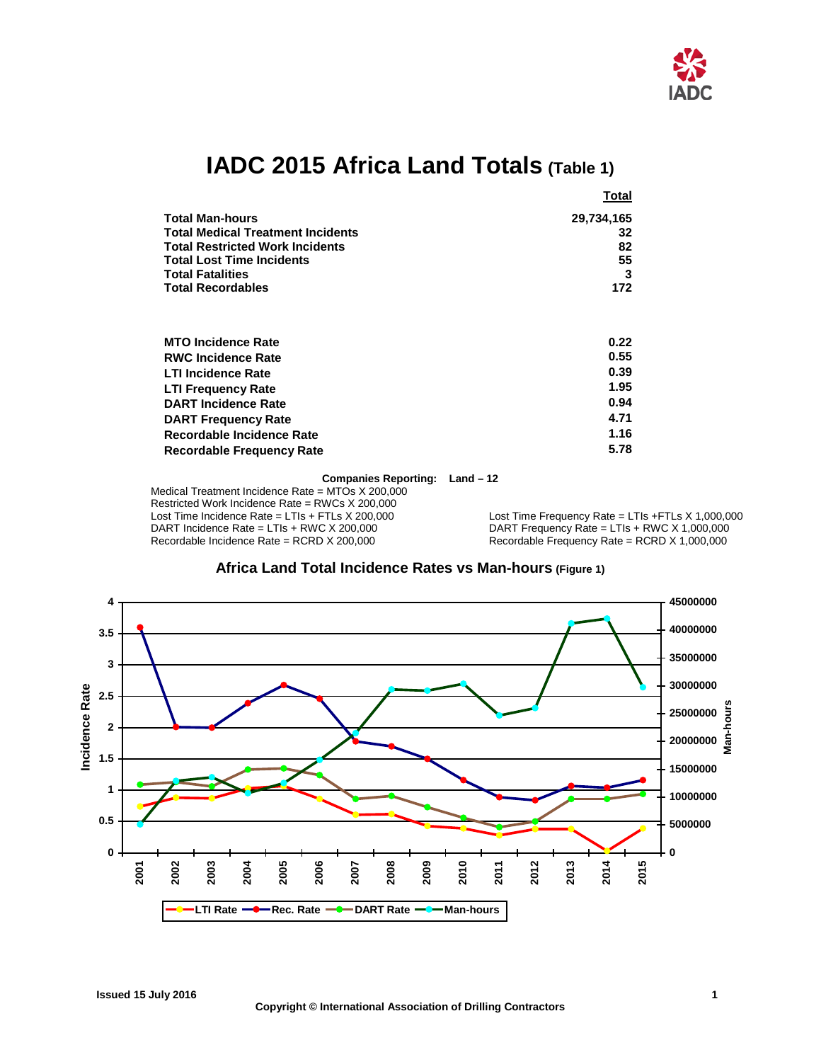# IADC 2015 Africa Land Totals (Table 1)

| | Total |
|---|---|
| **Total Man-hours** | **29,734,165** |
| **Total Medical Treatment Incidents** | **32** |
| **Total Restricted Work Incidents** | **82** |
| **Total Lost Time Incidents** | **55** |
| **Total Fatalities** | **3** |
| **Total Recordables** | **172** |

| | |
|---|---|
| **MTO Incidence Rate** | **0.22** |
| **RWC Incidence Rate** | **0.55** |
| **LTI Incidence Rate** | **0.39** |
| **LTI Frequency Rate** | **1.95** |
| **DART Incidence Rate** | **0.94** |
| **DART Frequency Rate** | **4.71** |
| **Recordable Incidence Rate** | **1.16** |
| **Recordable Frequency Rate** | **5.78** |

**Companies Reporting: Land – 12**

Medical Treatment Incidence Rate = MTOs X 200,000
Restricted Work Incidence Rate = RWCs X 200,000
Lost Time Incidence Rate = LTIs + FTLs X 200,000
DART Incidence Rate = LTIs + RWC X 200,000
Recordable Incidence Rate = RCRD X 200,000

Lost Time Frequency Rate = LTIs +FTLs X 1,000,000
DART Frequency Rate = LTIs + RWC X 1,000,000
Recordable Frequency Rate = RCRD X 1,000,000

## Africa Land Total Incidence Rates vs Man-hours (Figure 1)

Issued 15 July 2016

Copyright © International Association of Drilling Contractors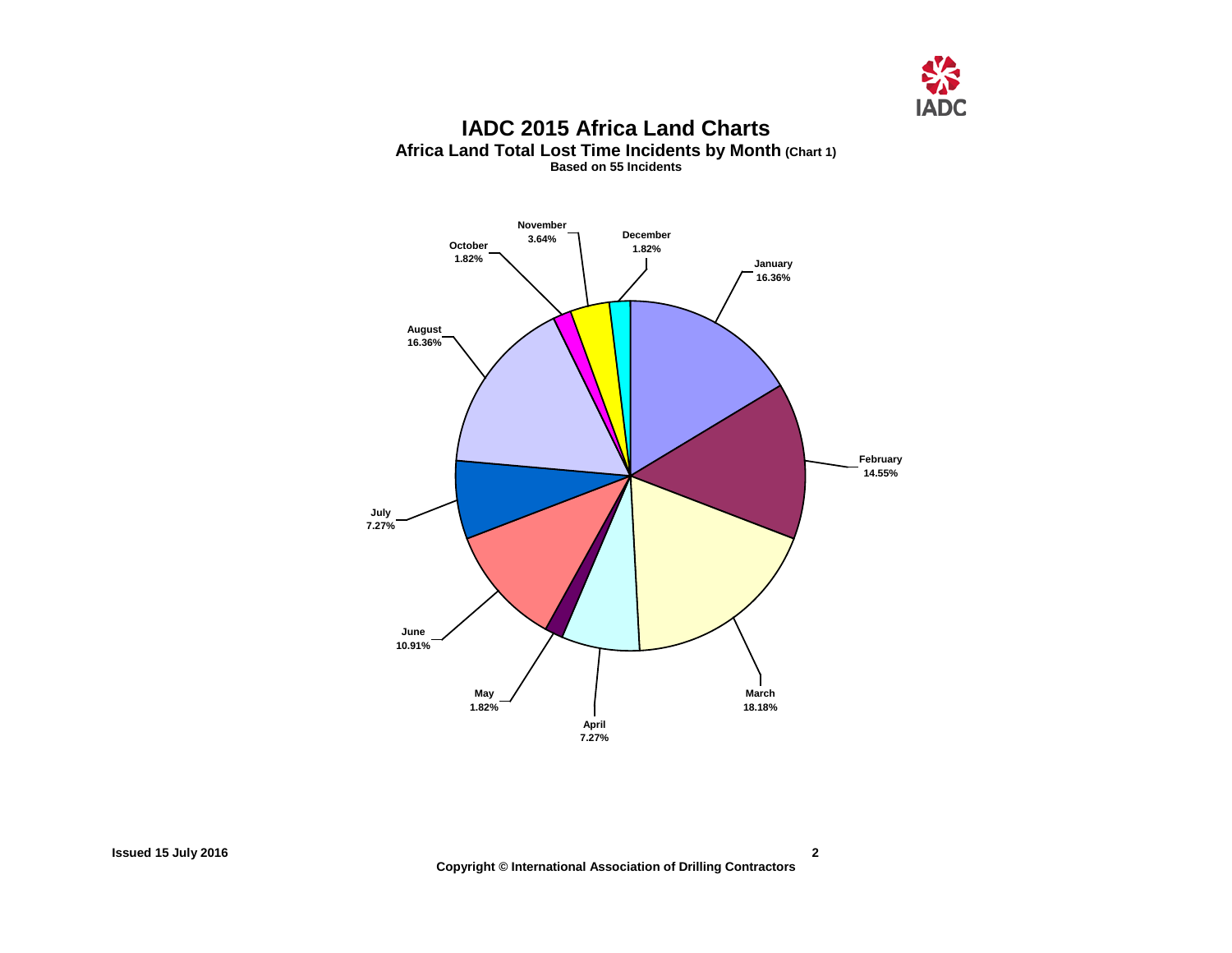# IADC 2015 Africa Land Charts

## Africa Land Total Lost Time Incidents by Month (Chart 1)

**Based on 55 Incidents**

| Month | Percentage |
|---|---|
| January | 16.36% |
| February | 14.55% |
| March | 18.18% |
| April | 7.27% |
| May | 1.82% |
| June | 10.91% |
| July | 7.27% |
| August | 16.36% |
| October | 1.82% |
| November | 3.64% |
| December | 1.82% |

Issued 15 July 2016

Copyright © International Association of Drilling Contractors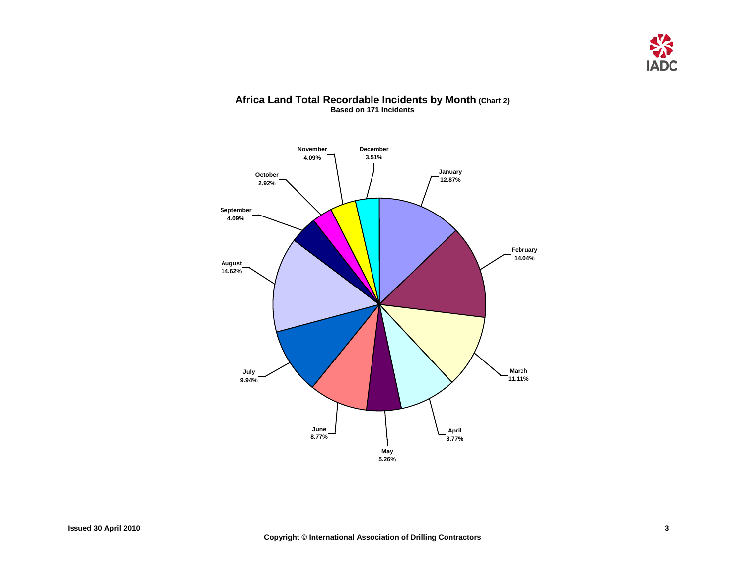## Africa Land Total Recordable Incidents by Month (Chart 2)

**Based on 171 Incidents**

| Month | Percentage |
|---|---|
| January | 12.87% |
| February | 14.04% |
| March | 11.11% |
| April | 8.77% |
| May | 5.26% |
| June | 8.77% |
| July | 9.94% |
| August | 14.62% |
| September | 4.09% |
| October | 2.92% |
| November | 4.09% |
| December | 3.51% |

Issued 30 April 2010

Copyright © International Association of Drilling Contractors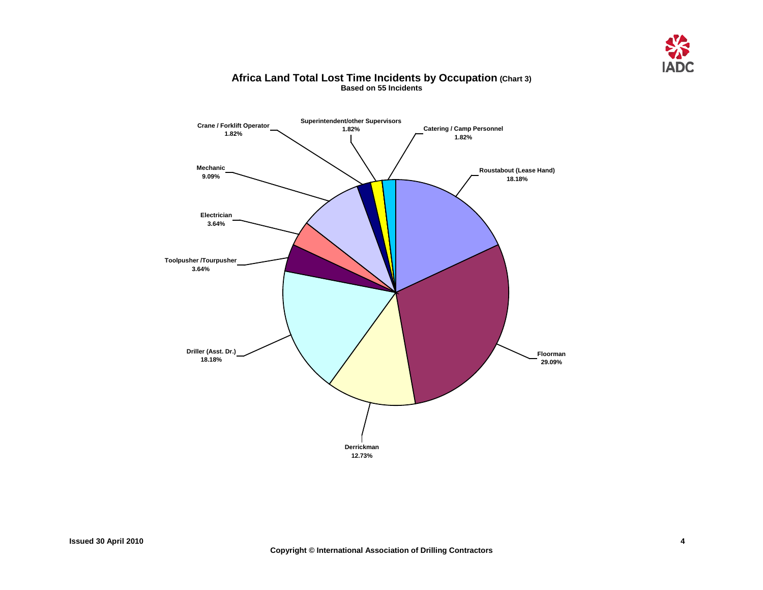## Africa Land Total Lost Time Incidents by Occupation (Chart 3)

**Based on 55 Incidents**

| Occupation | Percentage |
|---|---|
| Roustabout (Lease Hand) | 18.18% |
| Floorman | 29.09% |
| Derrickman | 12.73% |
| Driller (Asst. Dr.) | 18.18% |
| Toolpusher /Tourpusher | 3.64% |
| Electrician | 3.64% |
| Mechanic | 9.09% |
| Crane / Forklift Operator | 1.82% |
| Superintendent/other Supervisors | 1.82% |
| Catering / Camp Personnel | 1.82% |

Issued 30 April 2010

Copyright © International Association of Drilling Contractors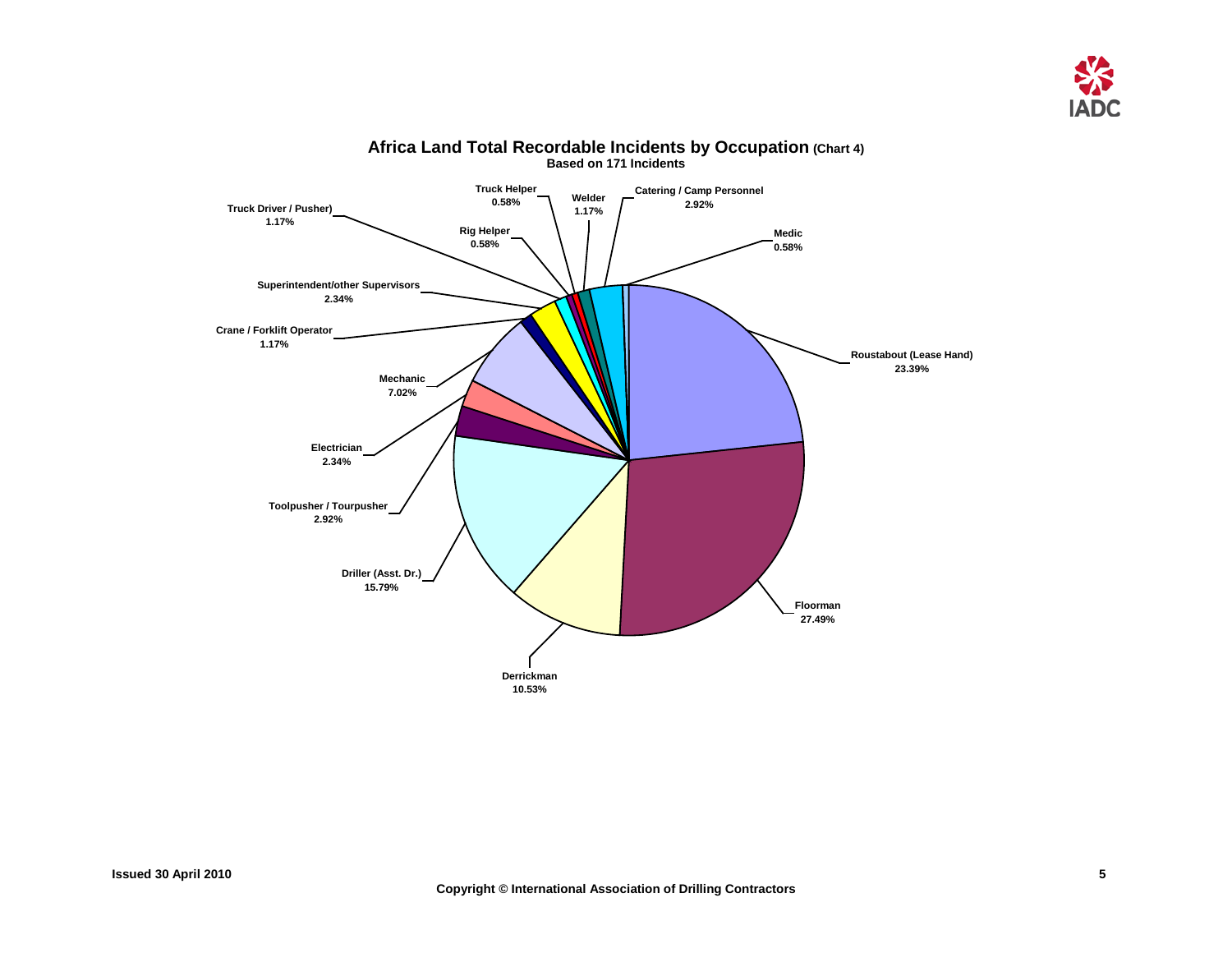## Africa Land Total Recordable Incidents by Occupation (Chart 4)

**Based on 171 Incidents**

| Occupation | Percentage |
| --- | --- |
| Roustabout (Lease Hand) | 23.39% |
| Floorman | 27.49% |
| Derrickman | 10.53% |
| Driller (Asst. Dr.) | 15.79% |
| Toolpusher / Tourpusher | 2.92% |
| Electrician | 2.34% |
| Mechanic | 7.02% |
| Crane / Forklift Operator | 1.17% |
| Superintendent/other Supervisors | 2.34% |
| Truck Driver / Pusher) | 1.17% |
| Rig Helper | 0.58% |
| Truck Helper | 0.58% |
| Welder | 1.17% |
| Catering / Camp Personnel | 2.92% |
| Medic | 0.58% |

Issued 30 April 2010

Copyright © International Association of Drilling Contractors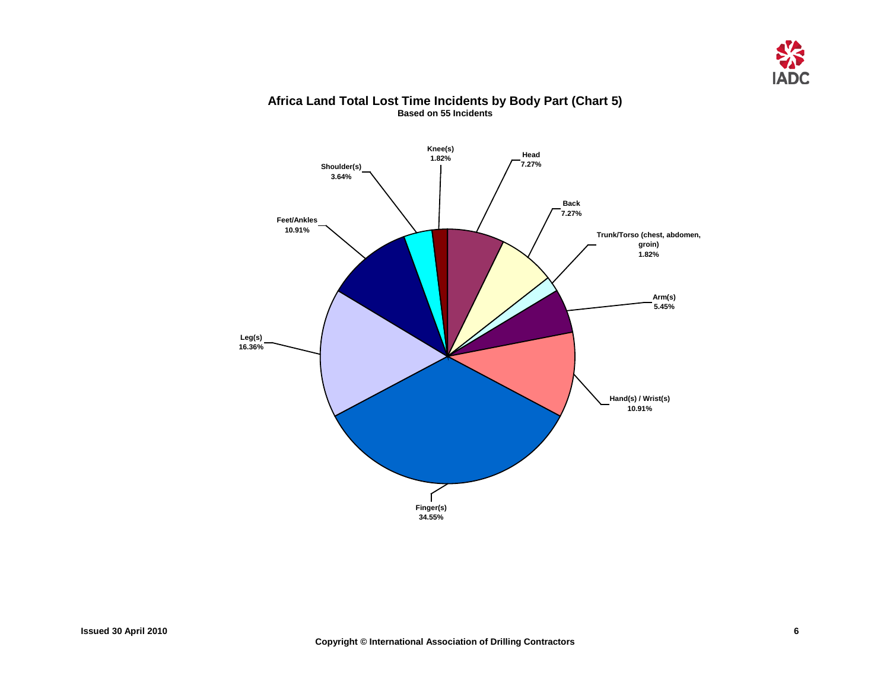# Africa Land Total Lost Time Incidents by Body Part (Chart 5)

**Based on 55 Incidents**

| Body Part | Percentage |
|---|---|
| Knee(s) | 1.82% |
| Head | 7.27% |
| Back | 7.27% |
| Trunk/Torso (chest, abdomen, groin) | 1.82% |
| Arm(s) | 5.45% |
| Hand(s) / Wrist(s) | 10.91% |
| Finger(s) | 34.55% |
| Leg(s) | 16.36% |
| Feet/Ankles | 10.91% |
| Shoulder(s) | 3.64% |

Issued 30 April 2010

Copyright © International Association of Drilling Contractors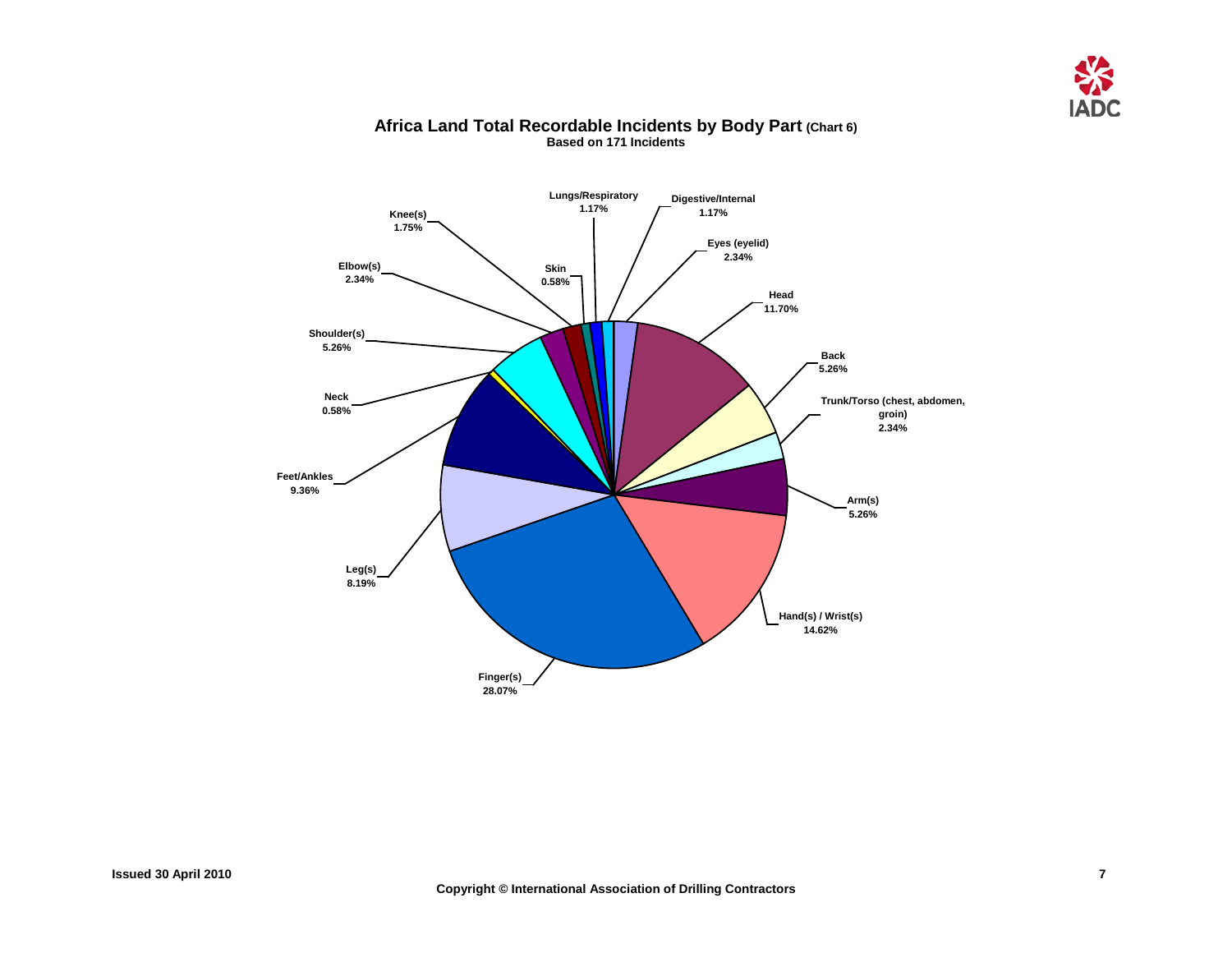## Africa Land Total Recordable Incidents by Body Part (Chart 6)

**Based on 171 Incidents**

| Body Part | Percentage |
|---|---|
| Lungs/Respiratory | 1.17% |
| Digestive/Internal | 1.17% |
| Eyes (eyelid) | 2.34% |
| Head | 11.70% |
| Back | 5.26% |
| Trunk/Torso (chest, abdomen, groin) | 2.34% |
| Arm(s) | 5.26% |
| Hand(s) / Wrist(s) | 14.62% |
| Finger(s) | 28.07% |
| Leg(s) | 8.19% |
| Feet/Ankles | 9.36% |
| Neck | 0.58% |
| Shoulder(s) | 5.26% |
| Elbow(s) | 2.34% |
| Knee(s) | 1.75% |
| Skin | 0.58% |

Issued 30 April 2010

Copyright © International Association of Drilling Contractors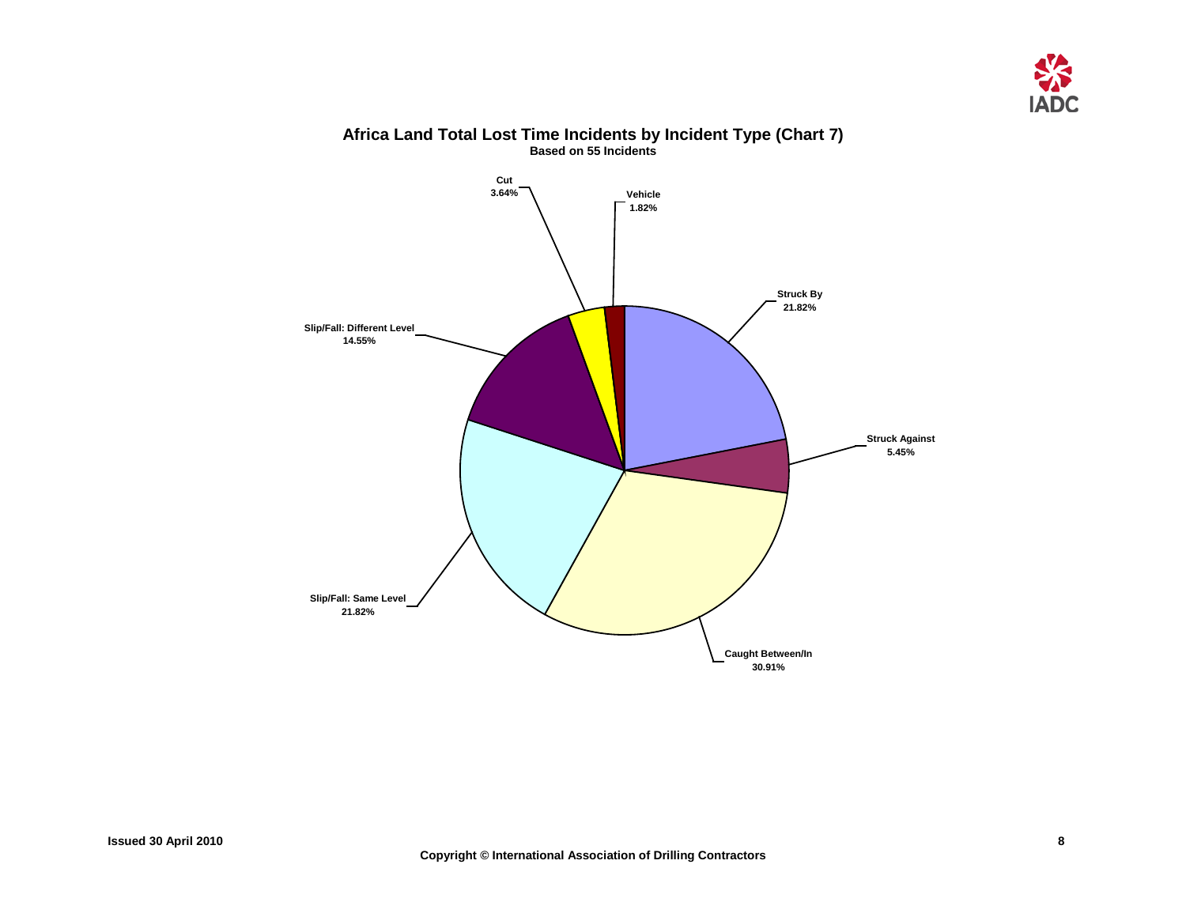## Africa Land Total Lost Time Incidents by Incident Type (Chart 7)

**Based on 55 Incidents**

| Incident Type | Percentage |
| --- | --- |
| Struck By | 21.82% |
| Struck Against | 5.45% |
| Caught Between/In | 30.91% |
| Slip/Fall: Same Level | 21.82% |
| Slip/Fall: Different Level | 14.55% |
| Cut | 3.64% |
| Vehicle | 1.82% |

Issued 30 April 2010

Copyright © International Association of Drilling Contractors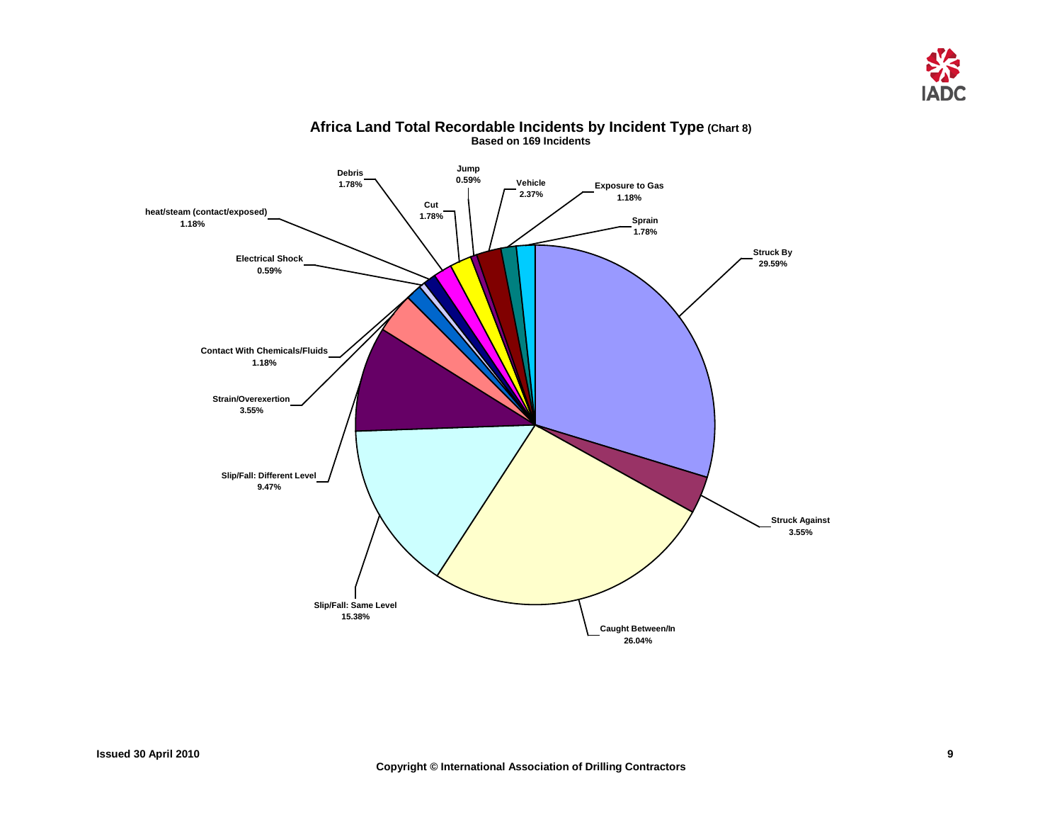## Africa Land Total Recordable Incidents by Incident Type (Chart 8)

**Based on 169 Incidents**

| Incident Type | Percentage |
|---|---|
| Struck By | 29.59% |
| Struck Against | 3.55% |
| Caught Between/In | 26.04% |
| Slip/Fall: Same Level | 15.38% |
| Slip/Fall: Different Level | 9.47% |
| Strain/Overexertion | 3.55% |
| Contact With Chemicals/Fluids | 1.18% |
| Electrical Shock | 0.59% |
| heat/steam (contact/exposed) | 1.18% |
| Debris | 1.78% |
| Cut | 1.78% |
| Jump | 0.59% |
| Vehicle | 2.37% |
| Exposure to Gas | 1.18% |
| Sprain | 1.78% |

Issued 30 April 2010

Copyright © International Association of Drilling Contractors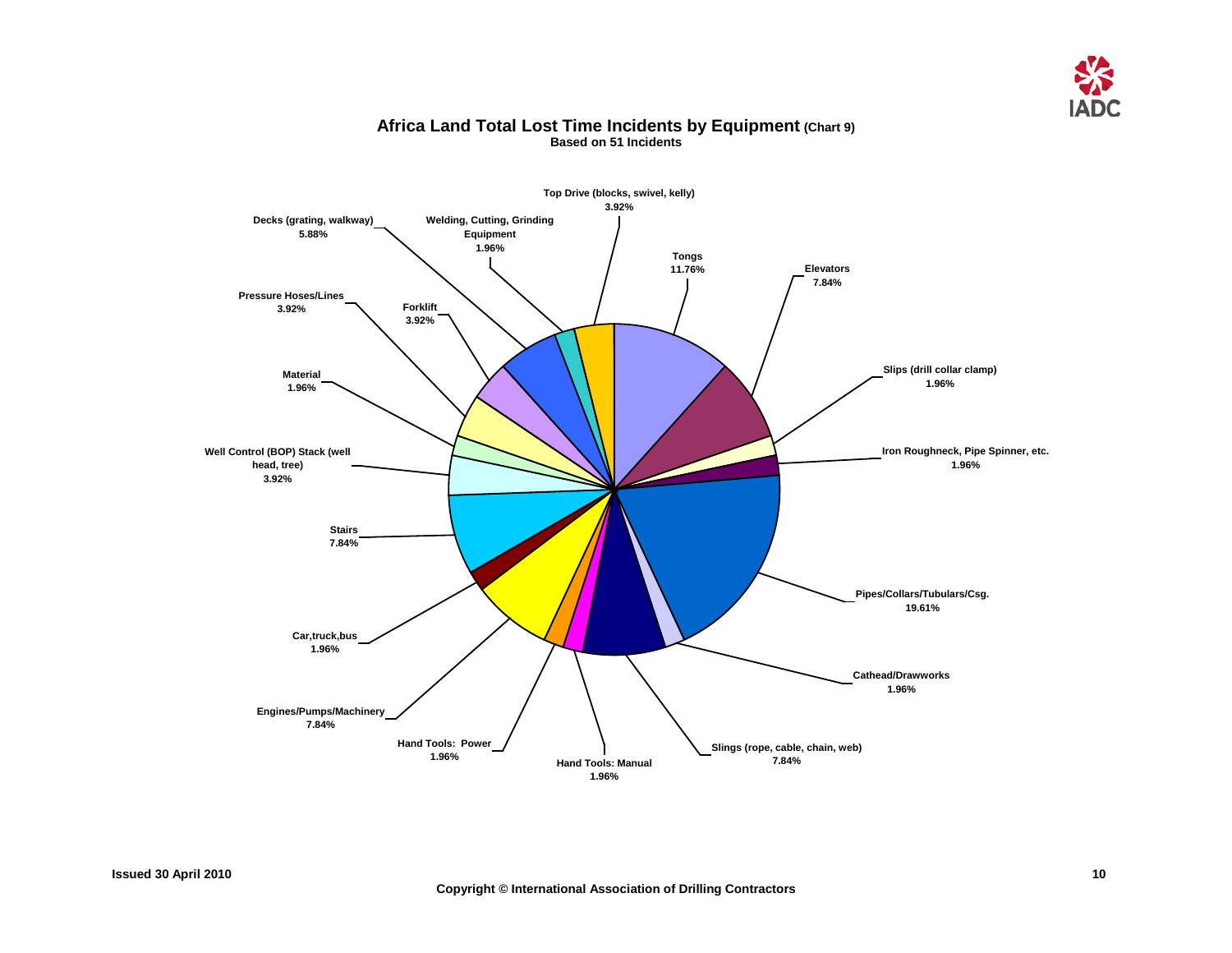## Africa Land Total Lost Time Incidents by Equipment (Chart 9)

**Based on 51 Incidents**

| Equipment | Percentage |
|---|---|
| Top Drive (blocks, swivel, kelly) | 3.92% |
| Tongs | 11.76% |
| Elevators | 7.84% |
| Slips (drill collar clamp) | 1.96% |
| Iron Roughneck, Pipe Spinner, etc. | 1.96% |
| Pipes/Collars/Tubulars/Csg. | 19.61% |
| Cathead/Drawworks | 1.96% |
| Slings (rope, cable, chain, web) | 7.84% |
| Hand Tools: Manual | 1.96% |
| Hand Tools: Power | 1.96% |
| Engines/Pumps/Machinery | 7.84% |
| Car,truck,bus | 1.96% |
| Stairs | 7.84% |
| Well Control (BOP) Stack (well head, tree) | 3.92% |
| Material | 1.96% |
| Pressure Hoses/Lines | 3.92% |
| Forklift | 3.92% |
| Decks (grating, walkway) | 5.88% |
| Welding, Cutting, Grinding Equipment | 1.96% |

Issued 30 April 2010

Copyright © International Association of Drilling Contractors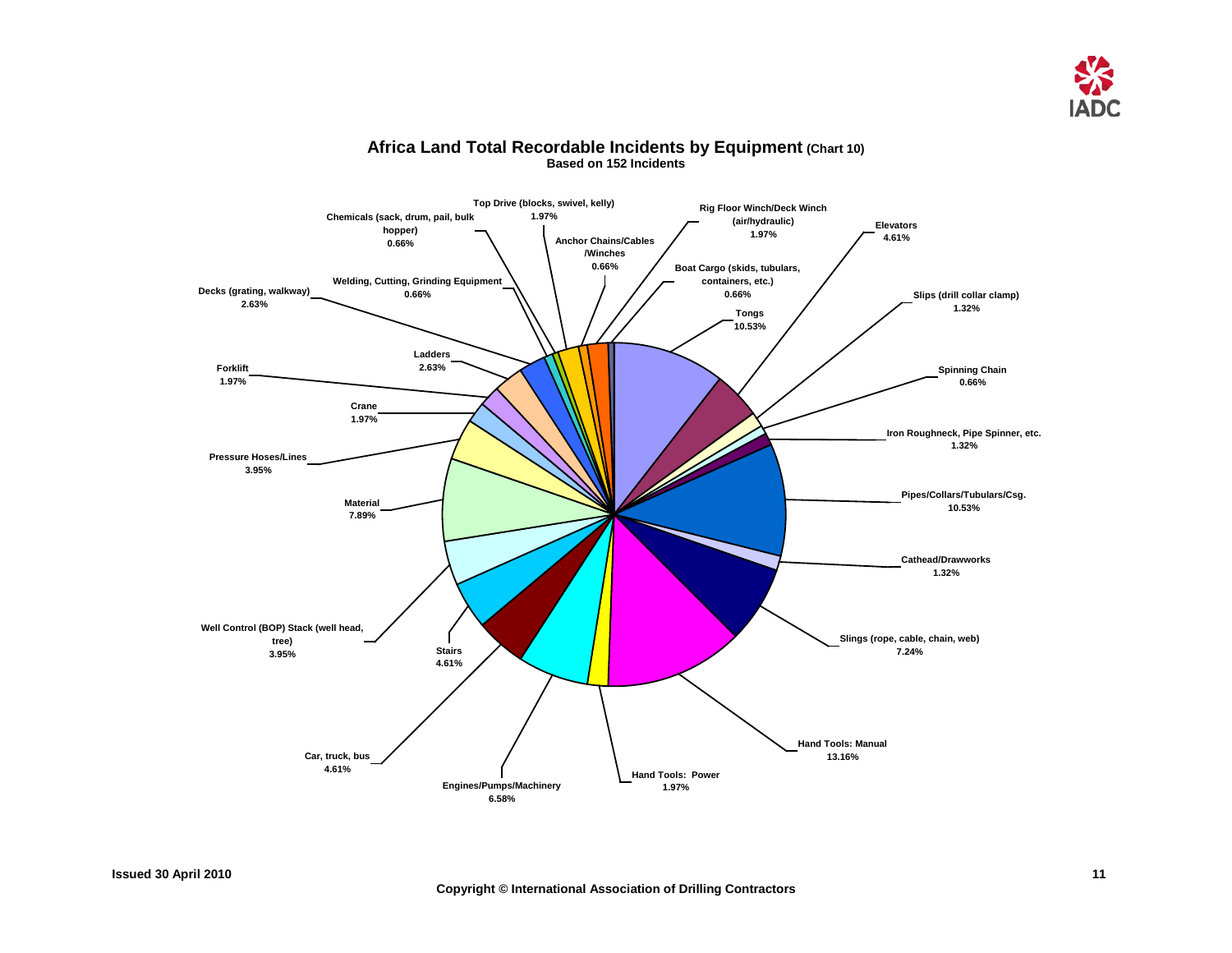## Africa Land Total Recordable Incidents by Equipment (Chart 10)

**Based on 152 Incidents**

| Equipment | Percentage |
| --- | --- |
| Tongs | 10.53% |
| Elevators | 4.61% |
| Slips (drill collar clamp) | 1.32% |
| Spinning Chain | 0.66% |
| Iron Roughneck, Pipe Spinner, etc. | 1.32% |
| Pipes/Collars/Tubulars/Csg. | 10.53% |
| Cathead/Drawworks | 1.32% |
| Slings (rope, cable, chain, web) | 7.24% |
| Hand Tools: Manual | 13.16% |
| Hand Tools: Power | 1.97% |
| Engines/Pumps/Machinery | 6.58% |
| Car, truck, bus | 4.61% |
| Stairs | 4.61% |
| Well Control (BOP) Stack (well head, tree) | 3.95% |
| Material | 7.89% |
| Pressure Hoses/Lines | 3.95% |
| Crane | 1.97% |
| Forklift | 1.97% |
| Ladders | 2.63% |
| Decks (grating, walkway) | 2.63% |
| Welding, Cutting, Grinding Equipment | 0.66% |
| Chemicals (sack, drum, pail, bulk hopper) | 0.66% |
| Top Drive (blocks, swivel, kelly) | 1.97% |
| Anchor Chains/Cables /Winches | 0.66% |
| Rig Floor Winch/Deck Winch (air/hydraulic) | 1.97% |
| Boat Cargo (skids, tubulars, containers, etc.) | 0.66% |

Issued 30 April 2010

Copyright © International Association of Drilling Contractors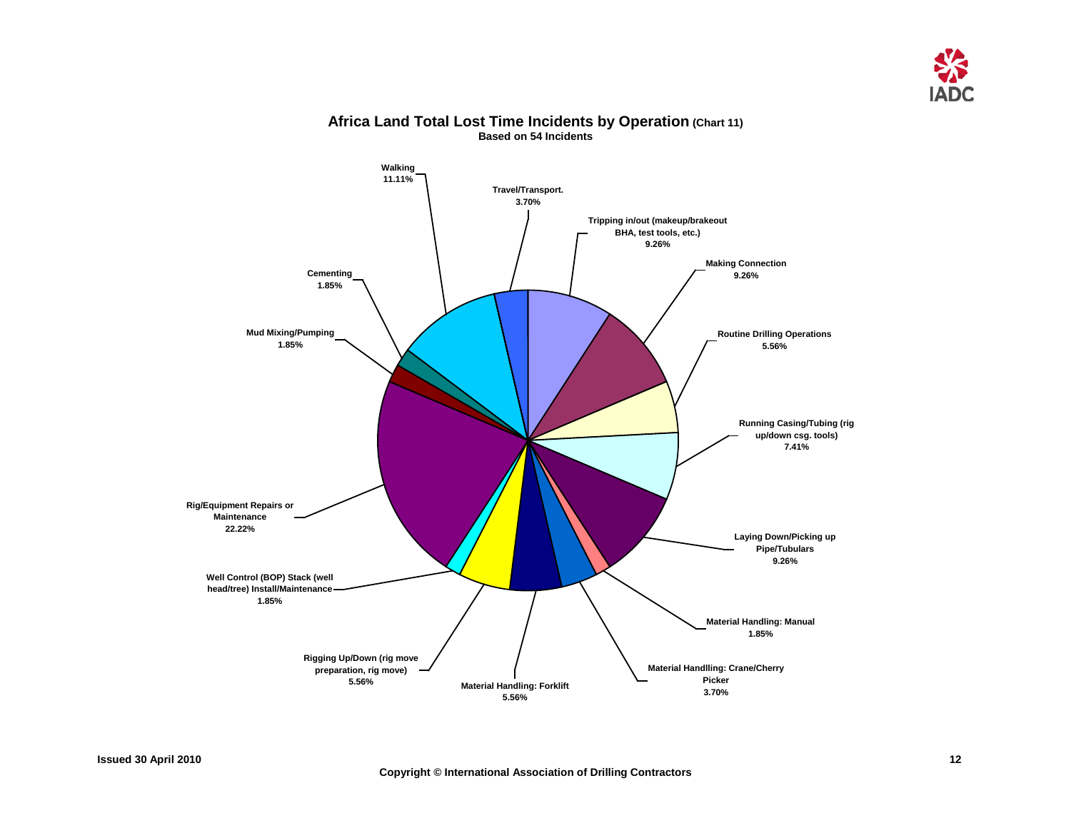# Africa Land Total Lost Time Incidents by Operation (Chart 11)

**Based on 54 Incidents**

| Operation | Percentage |
| --- | --- |
| Walking | 11.11% |
| Travel/Transport. | 3.70% |
| Tripping in/out (makeup/brakeout BHA, test tools, etc.) | 9.26% |
| Making Connection | 9.26% |
| Routine Drilling Operations | 5.56% |
| Running Casing/Tubing (rig up/down csg. tools) | 7.41% |
| Laying Down/Picking up Pipe/Tubulars | 9.26% |
| Material Handling: Manual | 1.85% |
| Material Handlling: Crane/Cherry Picker | 3.70% |
| Material Handling: Forklift | 5.56% |
| Rigging Up/Down (rig move preparation, rig move) | 5.56% |
| Well Control (BOP) Stack (well head/tree) Install/Maintenance | 1.85% |
| Rig/Equipment Repairs or Maintenance | 22.22% |
| Mud Mixing/Pumping | 1.85% |
| Cementing | 1.85% |

Issued 30 April 2010

Copyright © International Association of Drilling Contractors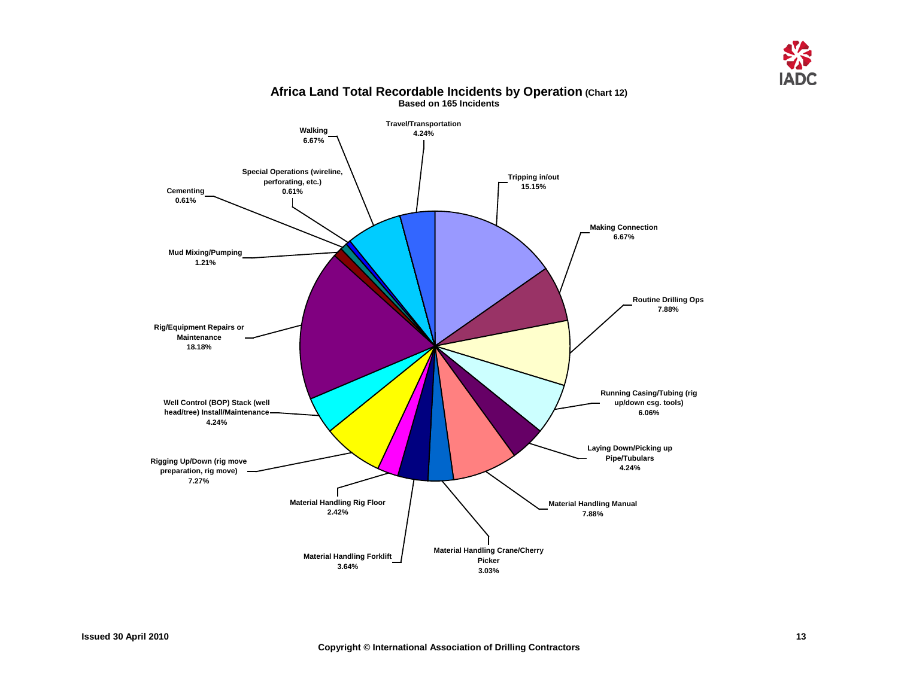# Africa Land Total Recordable Incidents by Operation (Chart 12)

**Based on 165 Incidents**

| Operation | Percentage |
|---|---|
| Tripping in/out | 15.15% |
| Making Connection | 6.67% |
| Routine Drilling Ops | 7.88% |
| Running Casing/Tubing (rig up/down csg. tools) | 6.06% |
| Laying Down/Picking up Pipe/Tubulars | 4.24% |
| Material Handling Manual | 7.88% |
| Material Handling Crane/Cherry Picker | 3.03% |
| Material Handling Forklift | 3.64% |
| Material Handling Rig Floor | 2.42% |
| Rigging Up/Down (rig move preparation, rig move) | 7.27% |
| Well Control (BOP) Stack (well head/tree) Install/Maintenance | 4.24% |
| Rig/Equipment Repairs or Maintenance | 18.18% |
| Mud Mixing/Pumping | 1.21% |
| Cementing | 0.61% |
| Special Operations (wireline, perforating, etc.) | 0.61% |
| Walking | 6.67% |
| Travel/Transportation | 4.24% |

Issued 30 April 2010

Copyright © International Association of Drilling Contractors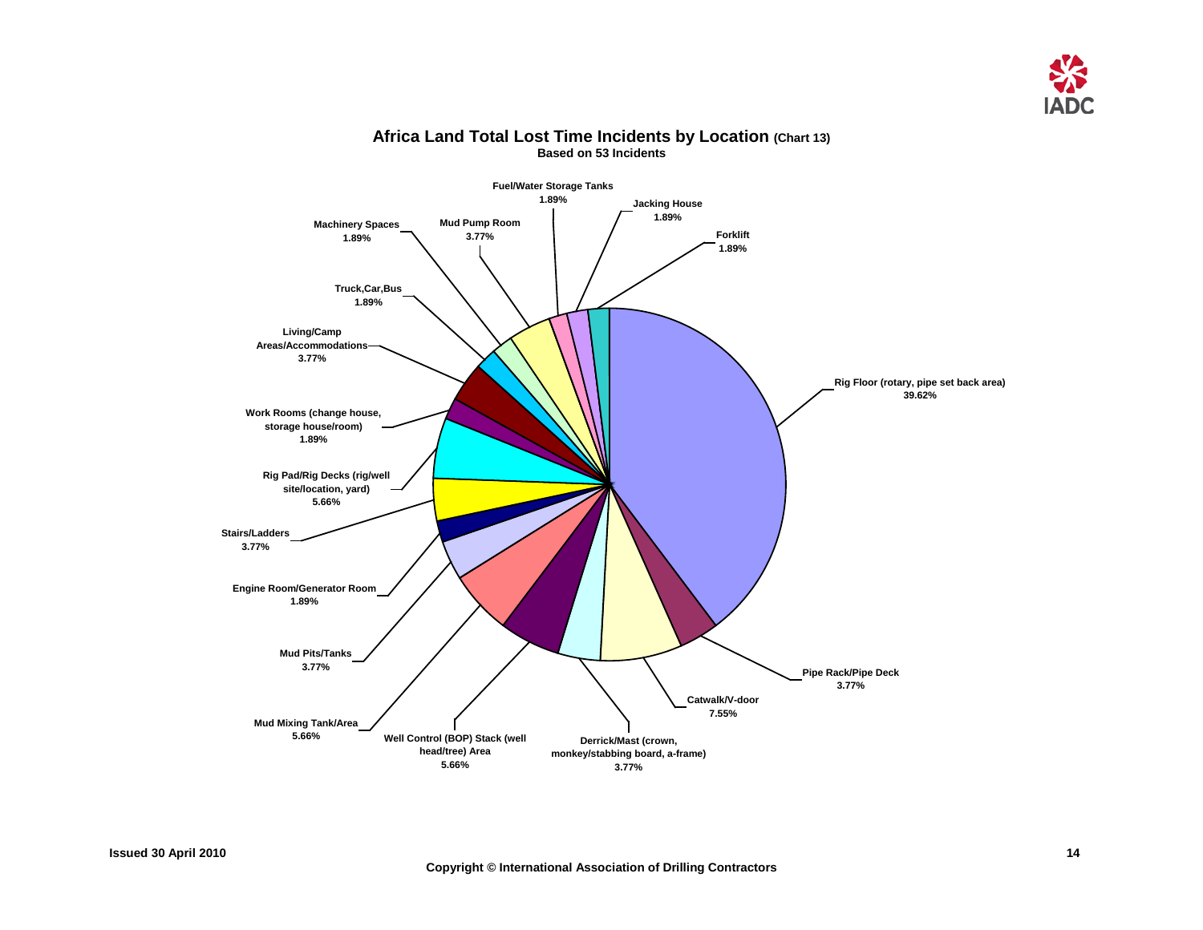## Africa Land Total Lost Time Incidents by Location (Chart 13)

**Based on 53 Incidents**

| Location | Percentage |
|---|---|
| Rig Floor (rotary, pipe set back area) | 39.62% |
| Pipe Rack/Pipe Deck | 3.77% |
| Catwalk/V-door | 7.55% |
| Derrick/Mast (crown, monkey/stabbing board, a-frame) | 3.77% |
| Well Control (BOP) Stack (well head/tree) Area | 5.66% |
| Mud Mixing Tank/Area | 5.66% |
| Mud Pits/Tanks | 3.77% |
| Engine Room/Generator Room | 1.89% |
| Stairs/Ladders | 3.77% |
| Rig Pad/Rig Decks (rig/well site/location, yard) | 5.66% |
| Work Rooms (change house, storage house/room) | 1.89% |
| Living/Camp Areas/Accommodations | 3.77% |
| Truck,Car,Bus | 1.89% |
| Machinery Spaces | 1.89% |
| Mud Pump Room | 3.77% |
| Fuel/Water Storage Tanks | 1.89% |
| Jacking House | 1.89% |
| Forklift | 1.89% |

Issued 30 April 2010

Copyright © International Association of Drilling Contractors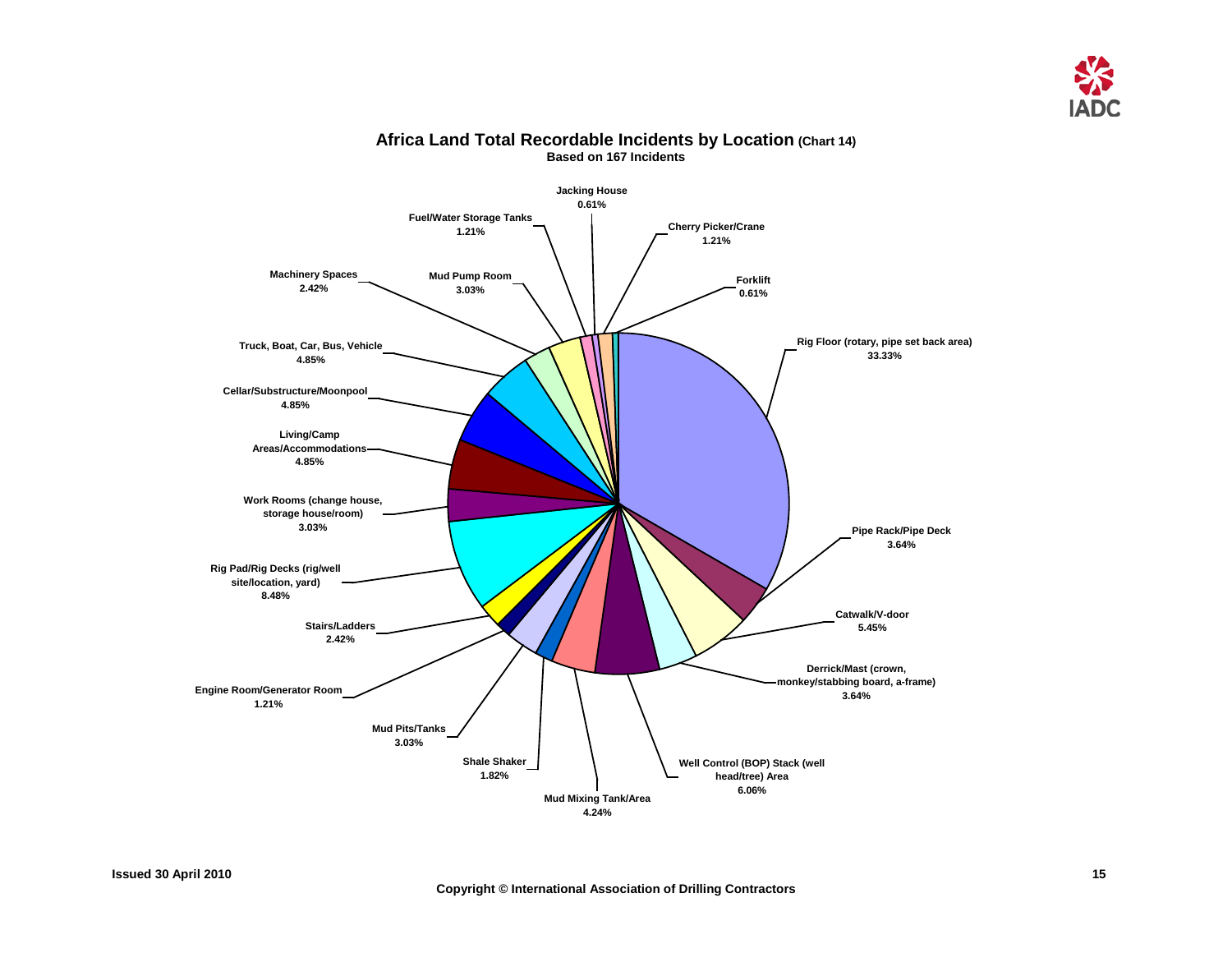# Africa Land Total Recordable Incidents by Location (Chart 14)

**Based on 167 Incidents**

| Location | Percentage |
| --- | --- |
| Rig Floor (rotary, pipe set back area) | 33.33% |
| Pipe Rack/Pipe Deck | 3.64% |
| Catwalk/V-door | 5.45% |
| Derrick/Mast (crown, monkey/stabbing board, a-frame) | 3.64% |
| Well Control (BOP) Stack (well head/tree) Area | 6.06% |
| Mud Mixing Tank/Area | 4.24% |
| Shale Shaker | 1.82% |
| Mud Pits/Tanks | 3.03% |
| Engine Room/Generator Room | 1.21% |
| Stairs/Ladders | 2.42% |
| Rig Pad/Rig Decks (rig/well site/location, yard) | 8.48% |
| Work Rooms (change house, storage house/room) | 3.03% |
| Living/Camp Areas/Accommodations | 4.85% |
| Cellar/Substructure/Moonpool | 4.85% |
| Truck, Boat, Car, Bus, Vehicle | 4.85% |
| Machinery Spaces | 2.42% |
| Mud Pump Room | 3.03% |
| Fuel/Water Storage Tanks | 1.21% |
| Jacking House | 0.61% |
| Cherry Picker/Crane | 1.21% |
| Forklift | 0.61% |

Issued 30 April 2010

Copyright © International Association of Drilling Contractors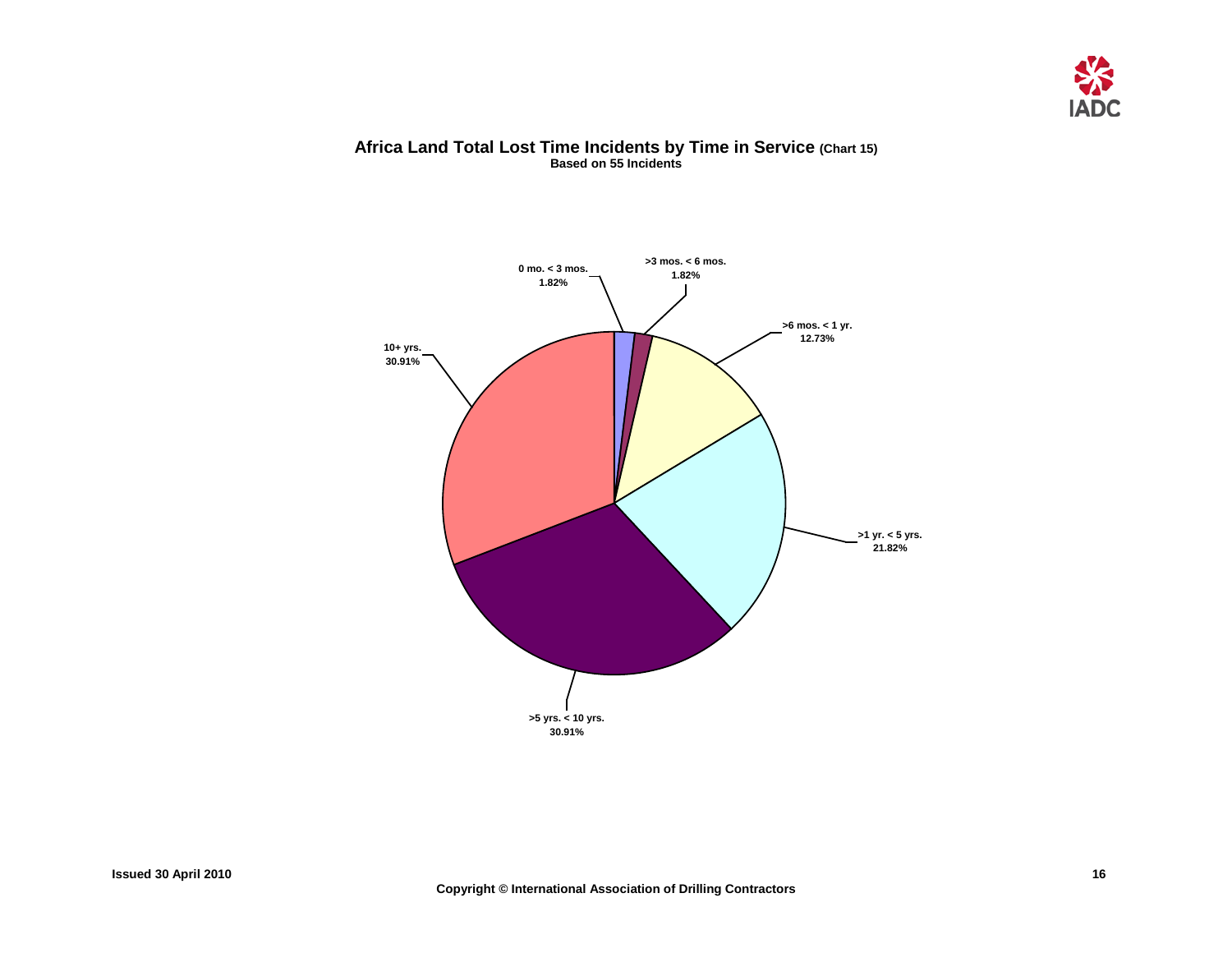## Africa Land Total Lost Time Incidents by Time in Service (Chart 15)

**Based on 55 Incidents**

| Time in Service | Percentage |
|---|---|
| 0 mo. < 3 mos. | 1.82% |
| >3 mos. < 6 mos. | 1.82% |
| >6 mos. < 1 yr. | 12.73% |
| >1 yr. < 5 yrs. | 21.82% |
| >5 yrs. < 10 yrs. | 30.91% |
| 10+ yrs. | 30.91% |

Issued 30 April 2010

Copyright © International Association of Drilling Contractors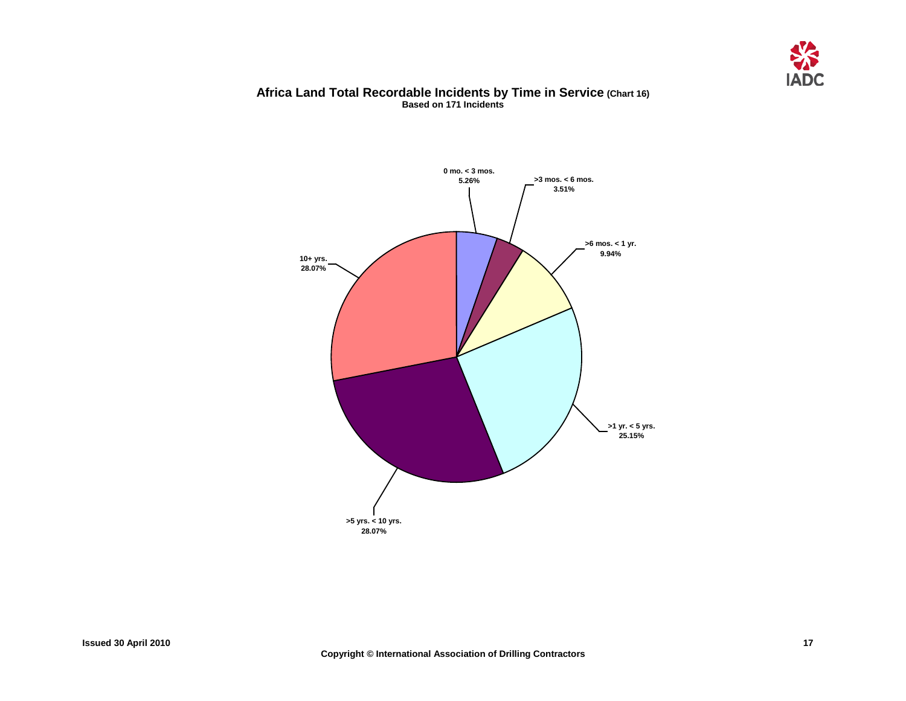## Africa Land Total Recordable Incidents by Time in Service (Chart 16)

**Based on 171 Incidents**

| Time in Service | Percentage |
|---|---|
| 0 mo. < 3 mos. | 5.26% |
| >3 mos. < 6 mos. | 3.51% |
| >6 mos. < 1 yr. | 9.94% |
| >1 yr. < 5 yrs. | 25.15% |
| >5 yrs. < 10 yrs. | 28.07% |
| 10+ yrs. | 28.07% |

Issued 30 April 2010

Copyright © International Association of Drilling Contractors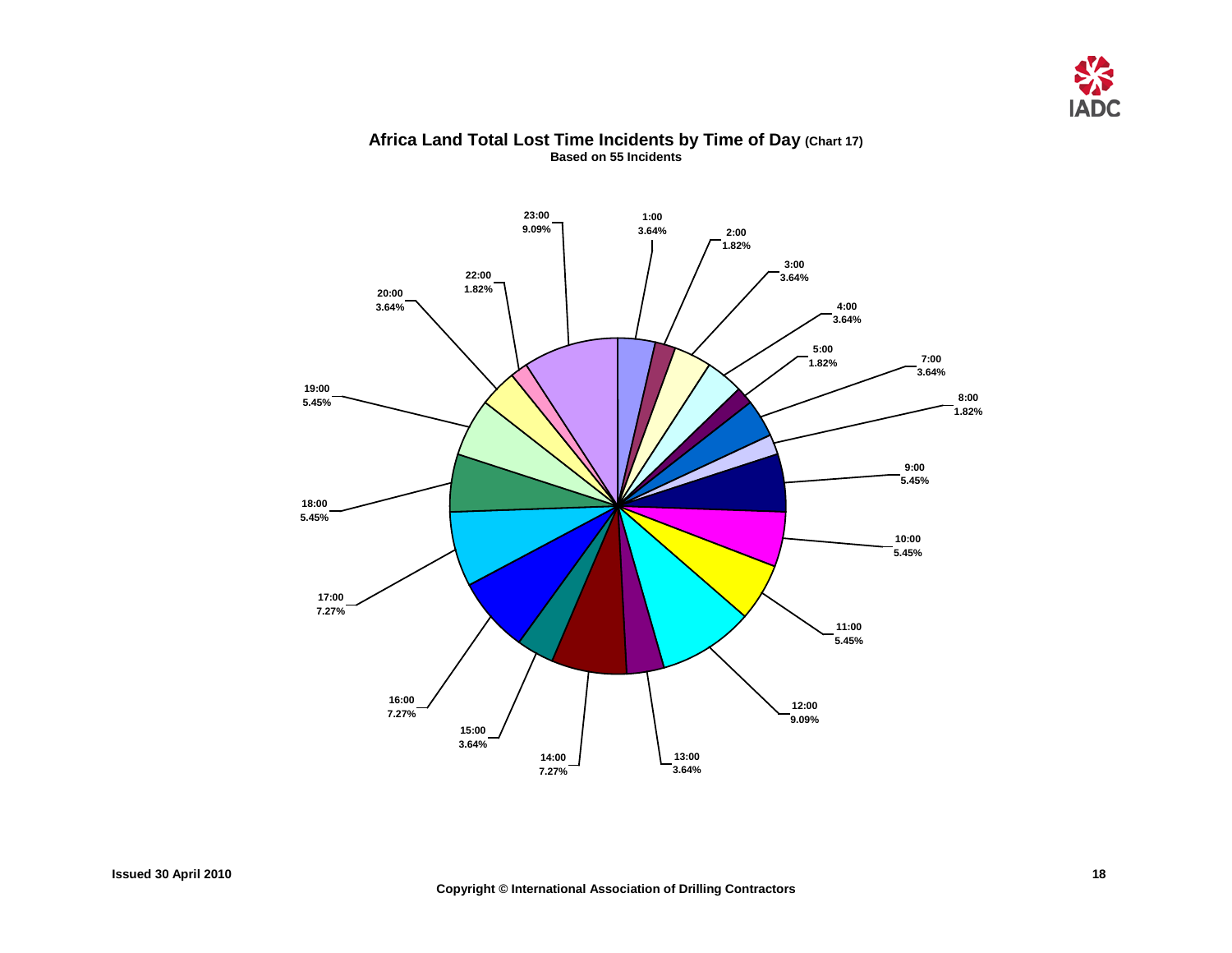# Africa Land Total Lost Time Incidents by Time of Day (Chart 17)

**Based on 55 Incidents**

| Time of Day | Percentage |
|---|---|
| 1:00 | 3.64% |
| 2:00 | 1.82% |
| 3:00 | 3.64% |
| 4:00 | 3.64% |
| 5:00 | 1.82% |
| 7:00 | 3.64% |
| 8:00 | 1.82% |
| 9:00 | 5.45% |
| 10:00 | 5.45% |
| 11:00 | 5.45% |
| 12:00 | 9.09% |
| 13:00 | 3.64% |
| 14:00 | 7.27% |
| 15:00 | 3.64% |
| 16:00 | 7.27% |
| 17:00 | 7.27% |
| 18:00 | 5.45% |
| 19:00 | 5.45% |
| 20:00 | 3.64% |
| 22:00 | 1.82% |
| 23:00 | 9.09% |

Issued 30 April 2010

Copyright © International Association of Drilling Contractors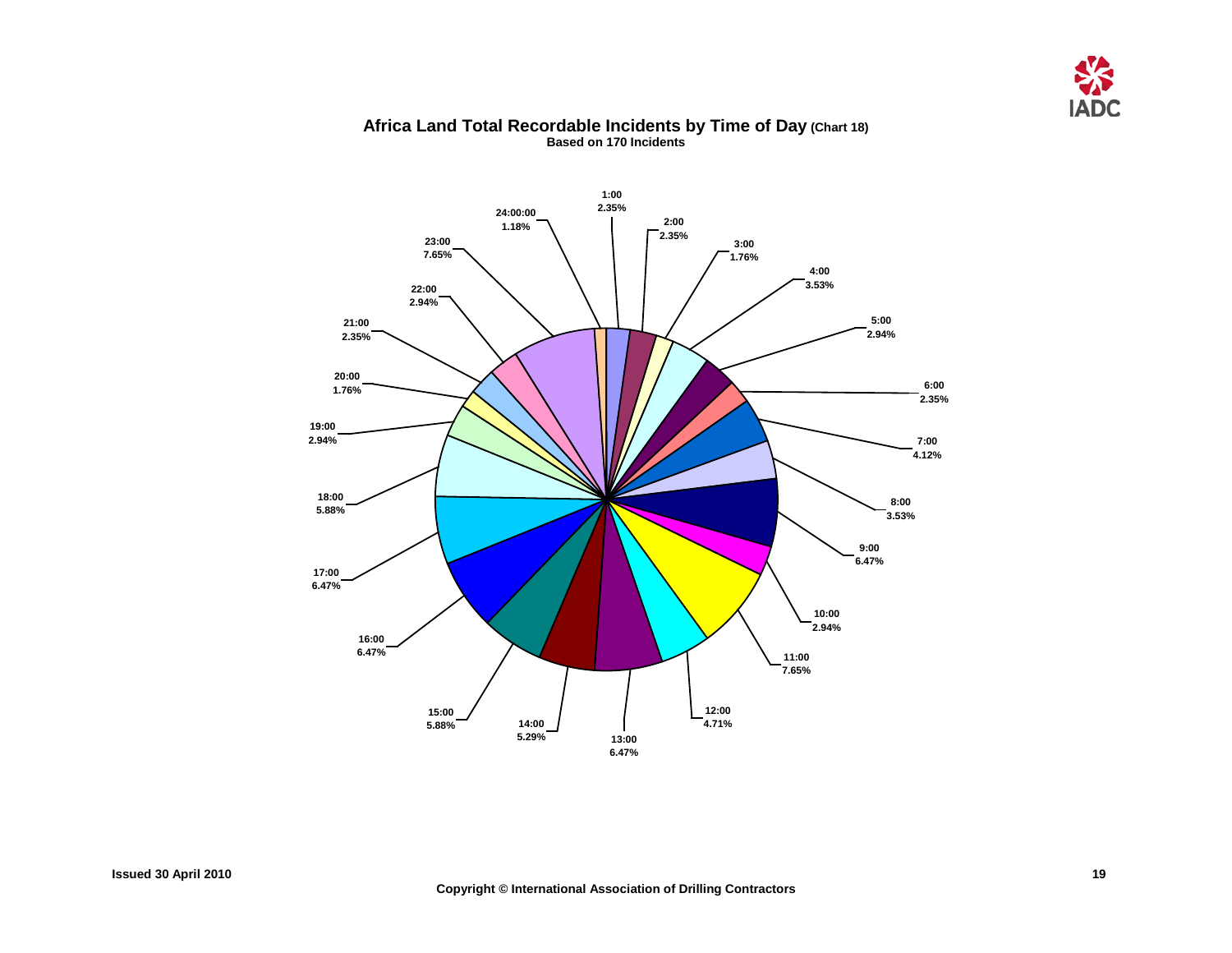# Africa Land Total Recordable Incidents by Time of Day (Chart 18)

**Based on 170 Incidents**

| Time | Percentage |
|---|---|
| 1:00 | 2.35% |
| 2:00 | 2.35% |
| 3:00 | 1.76% |
| 4:00 | 3.53% |
| 5:00 | 2.94% |
| 6:00 | 2.35% |
| 7:00 | 4.12% |
| 8:00 | 3.53% |
| 9:00 | 6.47% |
| 10:00 | 2.94% |
| 11:00 | 7.65% |
| 12:00 | 4.71% |
| 13:00 | 6.47% |
| 14:00 | 5.29% |
| 15:00 | 5.88% |
| 16:00 | 6.47% |
| 17:00 | 6.47% |
| 18:00 | 5.88% |
| 19:00 | 2.94% |
| 20:00 | 1.76% |
| 21:00 | 2.35% |
| 22:00 | 2.94% |
| 23:00 | 7.65% |
| 24:00:00 | 1.18% |

Issued 30 April 2010

Copyright © International Association of Drilling Contractors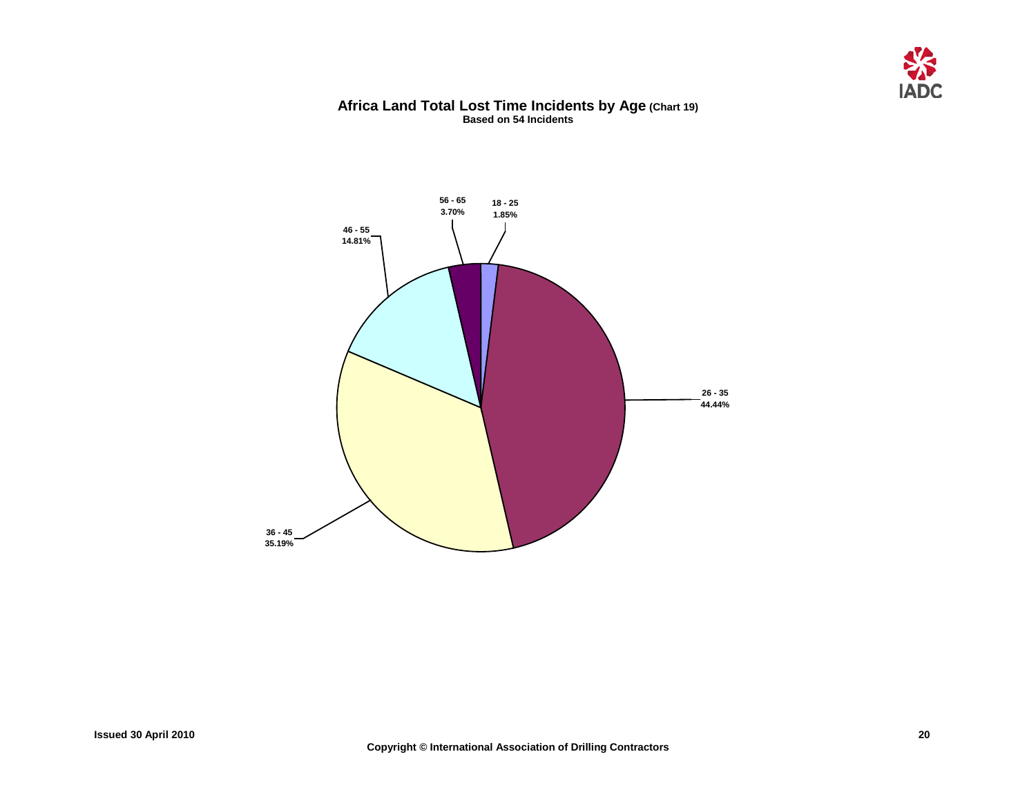# Africa Land Total Lost Time Incidents by Age (Chart 19)

**Based on 54 Incidents**

| Age | Percentage |
| --- | --- |
| 18 - 25 | 1.85% |
| 26 - 35 | 44.44% |
| 36 - 45 | 35.19% |
| 46 - 55 | 14.81% |
| 56 - 65 | 3.70% |

Issued 30 April 2010

Copyright © International Association of Drilling Contractors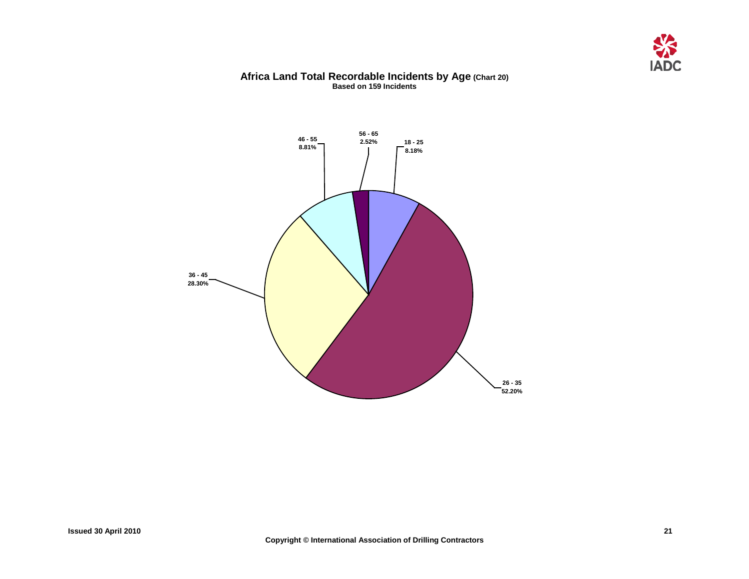# Africa Land Total Recordable Incidents by Age (Chart 20)

**Based on 159 Incidents**

18 - 25
8.18%

26 - 35
52.20%

36 - 45
28.30%

46 - 55
8.81%

56 - 65
2.52%

Issued 30 April 2010

Copyright © International Association of Drilling Contractors